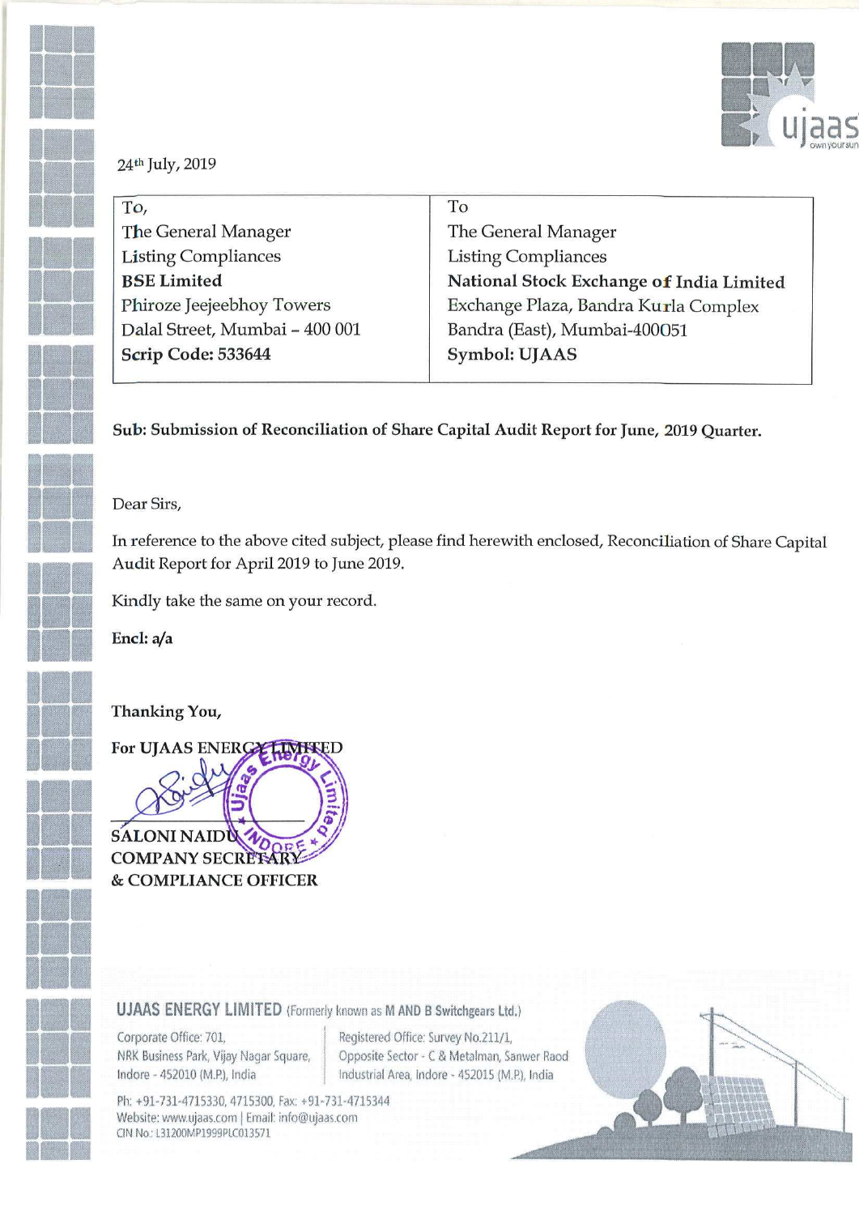24th July, 2019

| To, | To |
|---|---|
| The General Manager | The General Manager |
| Listing Compliances | Listing Compliances |
| **BSE Limited** | **National Stock Exchange of India Limited** |
| Phiroze Jeejeebhoy Towers | Exchange Plaza, Bandra Kurla Complex |
| Dalal Street, Mumbai – 400 001 | Bandra (East), Mumbai-400051 |
| **Scrip Code: 533644** | **Symbol: UJAAS** |

**Sub: Submission of Reconciliation of Share Capital Audit Report for June, 2019 Quarter.**

Dear Sirs,

In reference to the above cited subject, please find herewith enclosed, Reconciliation of Share Capital Audit Report for April 2019 to June 2019.

Kindly take the same on your record.

**Encl: a/a**

**Thanking You,**

**For UJAAS ENERGY LIMITED**

**SALONI NAIDU**
**COMPANY SECRETARY**
**& COMPLIANCE OFFICER**

**UJAAS ENERGY LIMITED** (Formerly known as **M AND B Switchgears Ltd.**)

Corporate Office: 701, NRK Business Park, Vijay Nagar Square, Indore - 452010 (M.P.), India

Registered Office: Survey No.211/1, Opposite Sector - C & Metalman, Sanwer Raod Industrial Area, Indore - 452015 (M.P.), India

Ph: +91-731-4715330, 4715300, Fax: +91-731-4715344
Website: www.ujaas.com | Email: info@ujaas.com
CIN No.: L31200MP1999PLC013571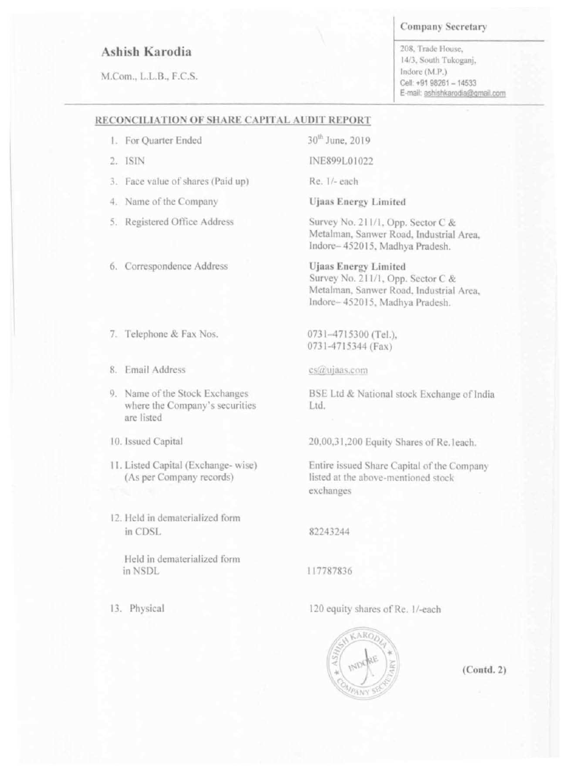# Ashish Karodia

M.Com., L.L.B., F.C.S.

**Company Secretary**

208, Trade House,
14/3, South Tukoganj,
Indore (M.P.)
Cell: +91 98261 – 14533
E-mail: ashishkarodia@gmail.com

## RECONCILIATION OF SHARE CAPITAL AUDIT REPORT

| | |
|---|---|
| 1. For Quarter Ended | 30th June, 2019 |
| 2. ISIN | INE899L01022 |
| 3. Face value of shares (Paid up) | Re. 1/- each |
| 4. Name of the Company | **Ujaas Energy Limited** |
| 5. Registered Office Address | Survey No. 211/1, Opp. Sector C & Metalman, Sanwer Road, Industrial Area, Indore– 452015, Madhya Pradesh. |
| 6. Correspondence Address | **Ujaas Energy Limited** Survey No. 211/1, Opp. Sector C & Metalman, Sanwer Road, Industrial Area, Indore– 452015, Madhya Pradesh. |
| 7. Telephone & Fax Nos. | 0731–4715300 (Tel.), 0731-4715344 (Fax) |
| 8. Email Address | cs@ujaas.com |
| 9. Name of the Stock Exchanges where the Company's securities are listed | BSE Ltd & National stock Exchange of India Ltd. |
| 10. Issued Capital | 20,00,31,200 Equity Shares of Re.1each. |
| 11. Listed Capital (Exchange- wise) (As per Company records) | Entire issued Share Capital of the Company listed at the above-mentioned stock exchanges |
| 12. Held in dematerialized form in CDSL | 82243244 |
| Held in dematerialized form in NSDL | 117787836 |
| 13. Physical | 120 equity shares of Re. 1/-each |

(Contd. 2)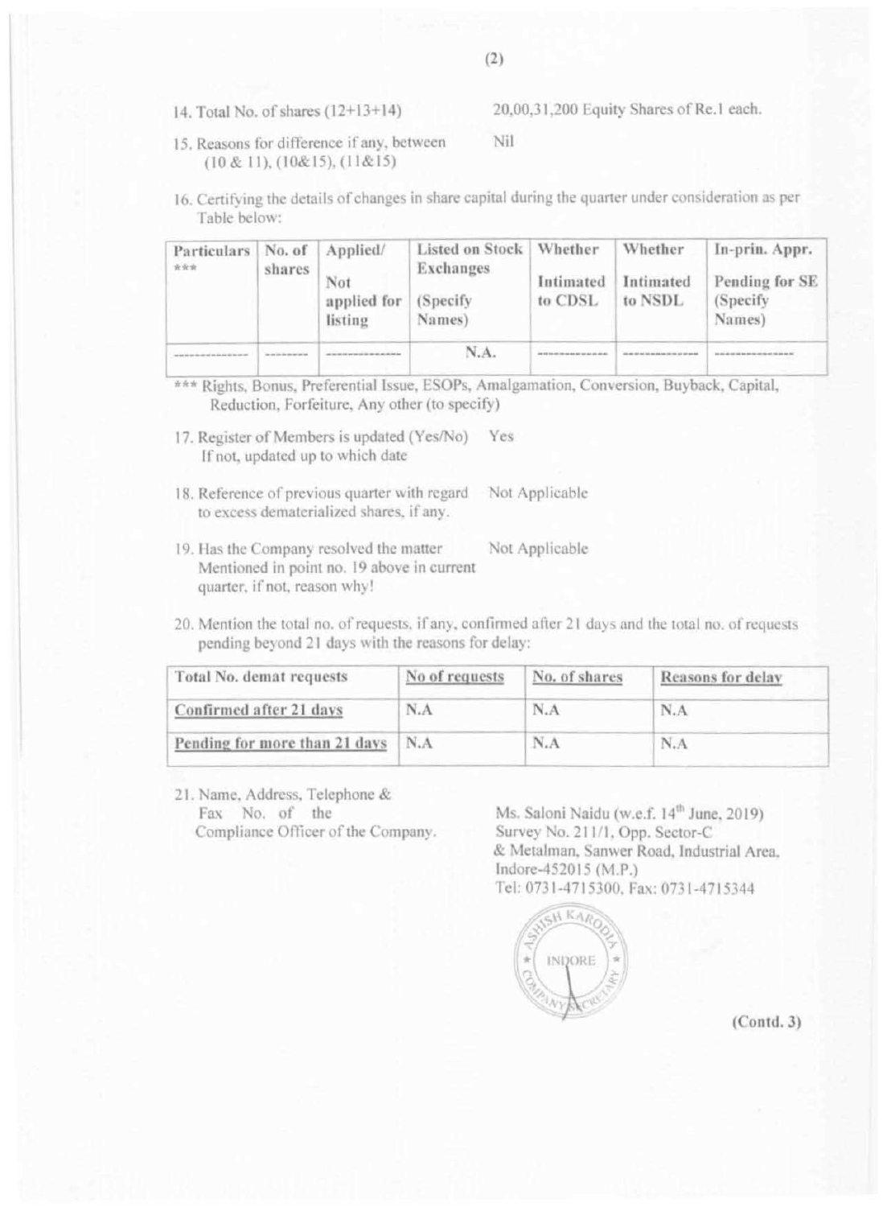14. Total No. of shares (12+13+14) — 20,00,31,200 Equity Shares of Re.1 each.

15. Reasons for difference if any, between (10 & 11), (10&15), (11&15) — Nil

16. Certifying the details of changes in share capital during the quarter under consideration as per Table below:

| Particulars *** | No. of shares | Applied/ Not applied for listing | Listed on Stock Exchanges (Specify Names) | Whether Intimated to CDSL | Whether Intimated to NSDL | In-prin. Appr. Pending for SE (Specify Names) |
|---|---|---|---|---|---|---|
| -------------- | -------- | -------------- | N.A. | ------------- | -------------- | --------------- |

*** Rights, Bonus, Preferential Issue, ESOPs, Amalgamation, Conversion, Buyback, Capital, Reduction, Forfeiture, Any other (to specify)

17. Register of Members is updated (Yes/No) If not, updated up to which date — Yes

18. Reference of previous quarter with regard to excess dematerialized shares, if any. — Not Applicable

19. Has the Company resolved the matter Mentioned in point no. 19 above in current quarter, if not, reason why! — Not Applicable

20. Mention the total no. of requests, if any, confirmed after 21 days and the total no. of requests pending beyond 21 days with the reasons for delay:

| Total No. demat requests | No of requests | No. of shares | Reasons for delay |
|---|---|---|---|
| Confirmed after 21 days | N.A | N.A | N.A |
| Pending for more than 21 days | N.A | N.A | N.A |

21. Name, Address, Telephone & Fax No. of the Compliance Officer of the Company.

Ms. Saloni Naidu (w.e.f. 14th June, 2019)
Survey No. 211/1, Opp. Sector-C
& Metalman, Sanwer Road, Industrial Area,
Indore-452015 (M.P.)
Tel: 0731-4715300, Fax: 0731-4715344

(Contd. 3)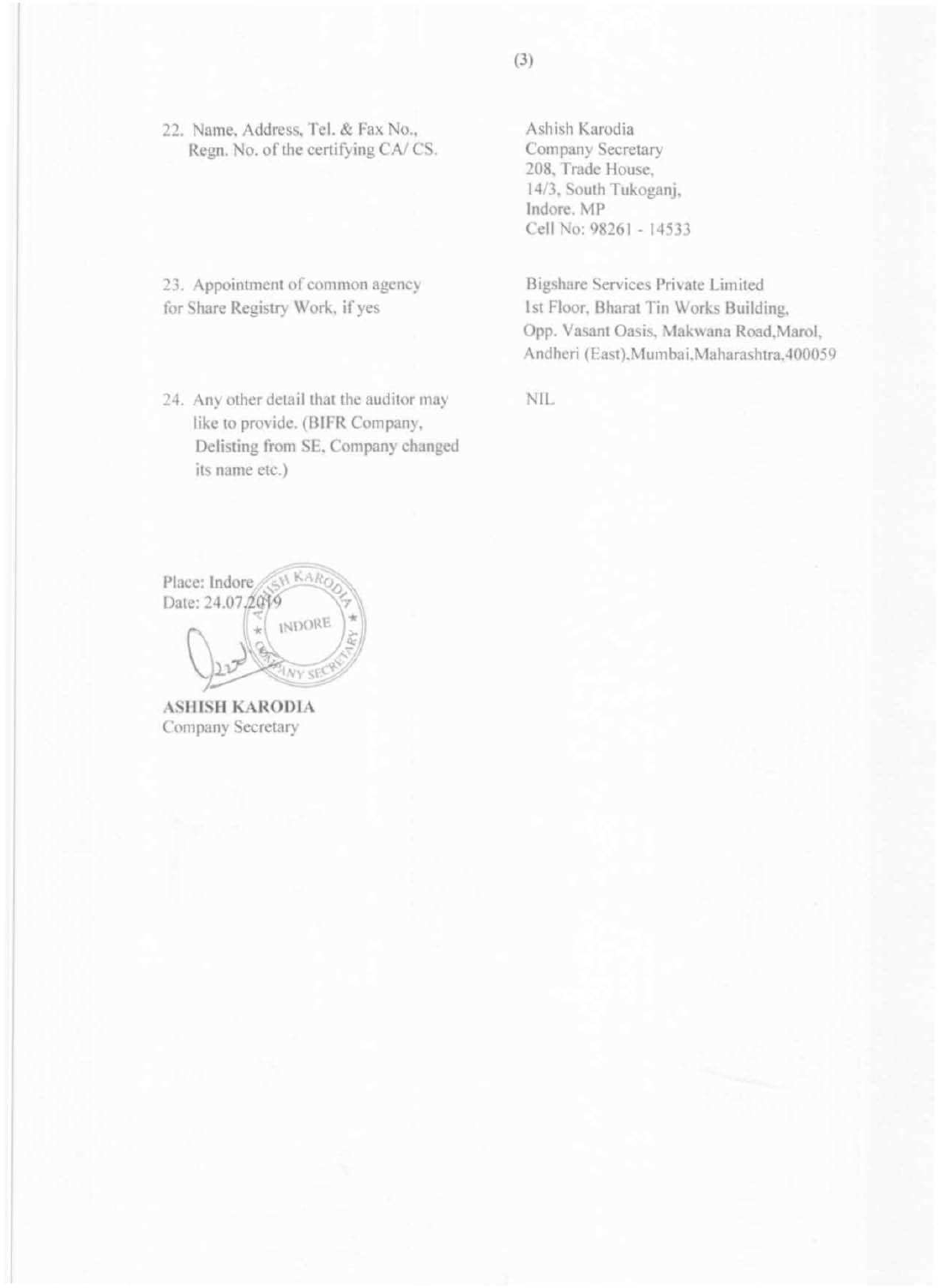| | |
|---|---|
| 22. Name, Address, Tel. & Fax No., Regn. No. of the certifying CA/ CS. | Ashish Karodia<br>Company Secretary<br>208, Trade House,<br>14/3, South Tukoganj,<br>Indore. MP<br>Cell No: 98261 - 14533 |
| 23. Appointment of common agency for Share Registry Work, if yes | Bigshare Services Private Limited<br>1st Floor, Bharat Tin Works Building,<br>Opp. Vasant Oasis, Makwana Road,Marol,<br>Andheri (East),Mumbai,Maharashtra,400059 |
| 24. Any other detail that the auditor may like to provide. (BIFR Company, Delisting from SE, Company changed its name etc.) | NIL |

Place: Indore
Date: 24.07.2019

**ASHISH KARODIA**
Company Secretary